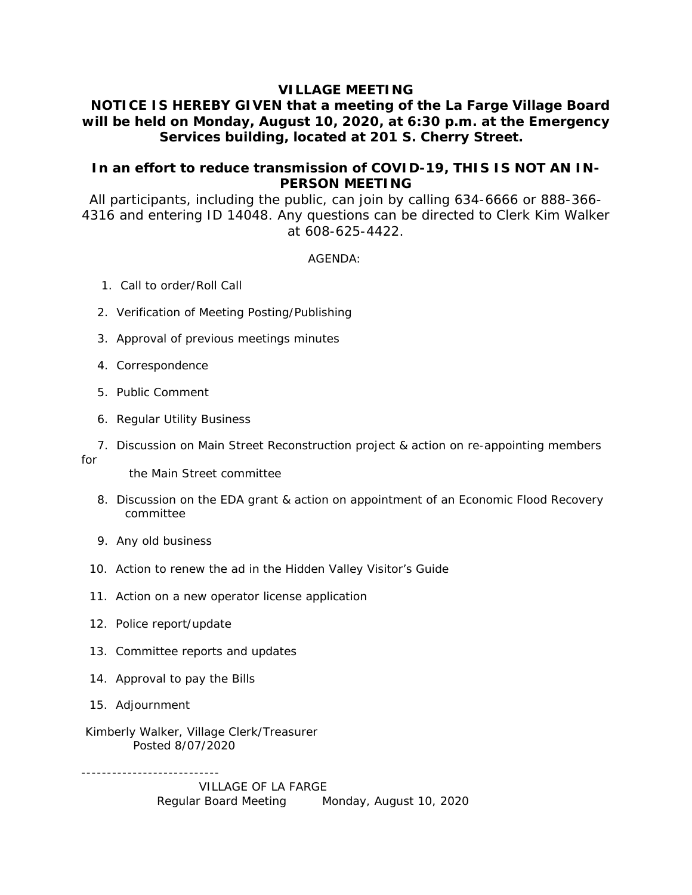**VILLAGE MEETING**

**NOTICE IS HEREBY GIVEN that a meeting of the La Farge Village Board will be held on Monday, August 10, 2020, at 6:30 p.m. at the Emergency Services building, located at 201 S. Cherry Street.**

**In an effort to reduce transmission of COVID-19, THIS IS NOT AN IN-PERSON MEETING**

All participants, including the public, can join by calling 634-6666 or 888-366-4316 and entering ID 14048. Any questions can be directed to Clerk Kim Walker at 608-625-4422.

AGENDA:

1. Call to order/Roll Call
2. Verification of Meeting Posting/Publishing
3. Approval of previous meetings minutes
4. Correspondence
5. Public Comment
6. Regular Utility Business
7. Discussion on Main Street Reconstruction project & action on re-appointing members for the Main Street committee
8. Discussion on the EDA grant & action on appointment of an Economic Flood Recovery committee
9. Any old business
10. Action to renew the ad in the Hidden Valley Visitor's Guide
11. Action on a new operator license application
12. Police report/update
13. Committee reports and updates
14. Approval to pay the Bills
15. Adjournment

Kimberly Walker, Village Clerk/Treasurer
Posted 8/07/2020

---------------------------

VILLAGE OF LA FARGE
Regular Board Meeting Monday, August 10, 2020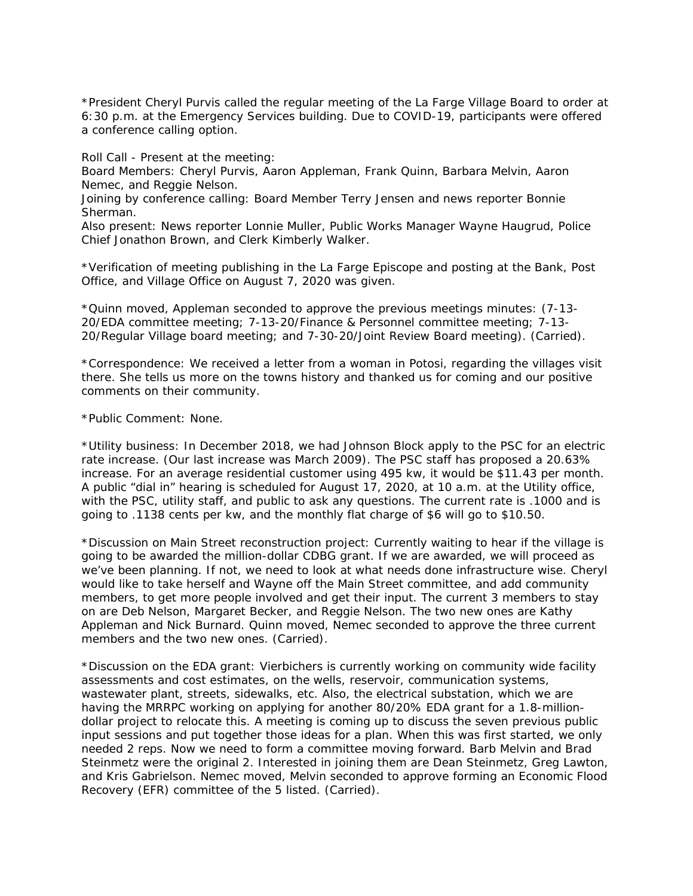*President Cheryl Purvis called the regular meeting of the La Farge Village Board to order at 6:30 p.m. at the Emergency Services building. Due to COVID-19, participants were offered a conference calling option.

Roll Call - Present at the meeting:
Board Members: Cheryl Purvis, Aaron Appleman, Frank Quinn, Barbara Melvin, Aaron Nemec, and Reggie Nelson.
Joining by conference calling: Board Member Terry Jensen and news reporter Bonnie Sherman.
Also present: News reporter Lonnie Muller, Public Works Manager Wayne Haugrud, Police Chief Jonathon Brown, and Clerk Kimberly Walker.

*Verification of meeting publishing in the La Farge Episcope and posting at the Bank, Post Office, and Village Office on August 7, 2020 was given.

*Quinn moved, Appleman seconded to approve the previous meetings minutes: (7-13-20/EDA committee meeting; 7-13-20/Finance & Personnel committee meeting; 7-13-20/Regular Village board meeting; and 7-30-20/Joint Review Board meeting). (Carried).

*Correspondence: We received a letter from a woman in Potosi, regarding the villages visit there. She tells us more on the towns history and thanked us for coming and our positive comments on their community.

*Public Comment: None.

*Utility business: In December 2018, we had Johnson Block apply to the PSC for an electric rate increase. (Our last increase was March 2009). The PSC staff has proposed a 20.63% increase. For an average residential customer using 495 kw, it would be $11.43 per month. A public "dial in" hearing is scheduled for August 17, 2020, at 10 a.m. at the Utility office, with the PSC, utility staff, and public to ask any questions. The current rate is .1000 and is going to .1138 cents per kw, and the monthly flat charge of $6 will go to $10.50.

*Discussion on Main Street reconstruction project: Currently waiting to hear if the village is going to be awarded the million-dollar CDBG grant. If we are awarded, we will proceed as we've been planning. If not, we need to look at what needs done infrastructure wise. Cheryl would like to take herself and Wayne off the Main Street committee, and add community members, to get more people involved and get their input. The current 3 members to stay on are Deb Nelson, Margaret Becker, and Reggie Nelson. The two new ones are Kathy Appleman and Nick Burnard. Quinn moved, Nemec seconded to approve the three current members and the two new ones. (Carried).

*Discussion on the EDA grant: Vierbichers is currently working on community wide facility assessments and cost estimates, on the wells, reservoir, communication systems, wastewater plant, streets, sidewalks, etc. Also, the electrical substation, which we are having the MRRPC working on applying for another 80/20% EDA grant for a 1.8-million-dollar project to relocate this. A meeting is coming up to discuss the seven previous public input sessions and put together those ideas for a plan. When this was first started, we only needed 2 reps. Now we need to form a committee moving forward. Barb Melvin and Brad Steinmetz were the original 2. Interested in joining them are Dean Steinmetz, Greg Lawton, and Kris Gabrielson. Nemec moved, Melvin seconded to approve forming an Economic Flood Recovery (EFR) committee of the 5 listed. (Carried).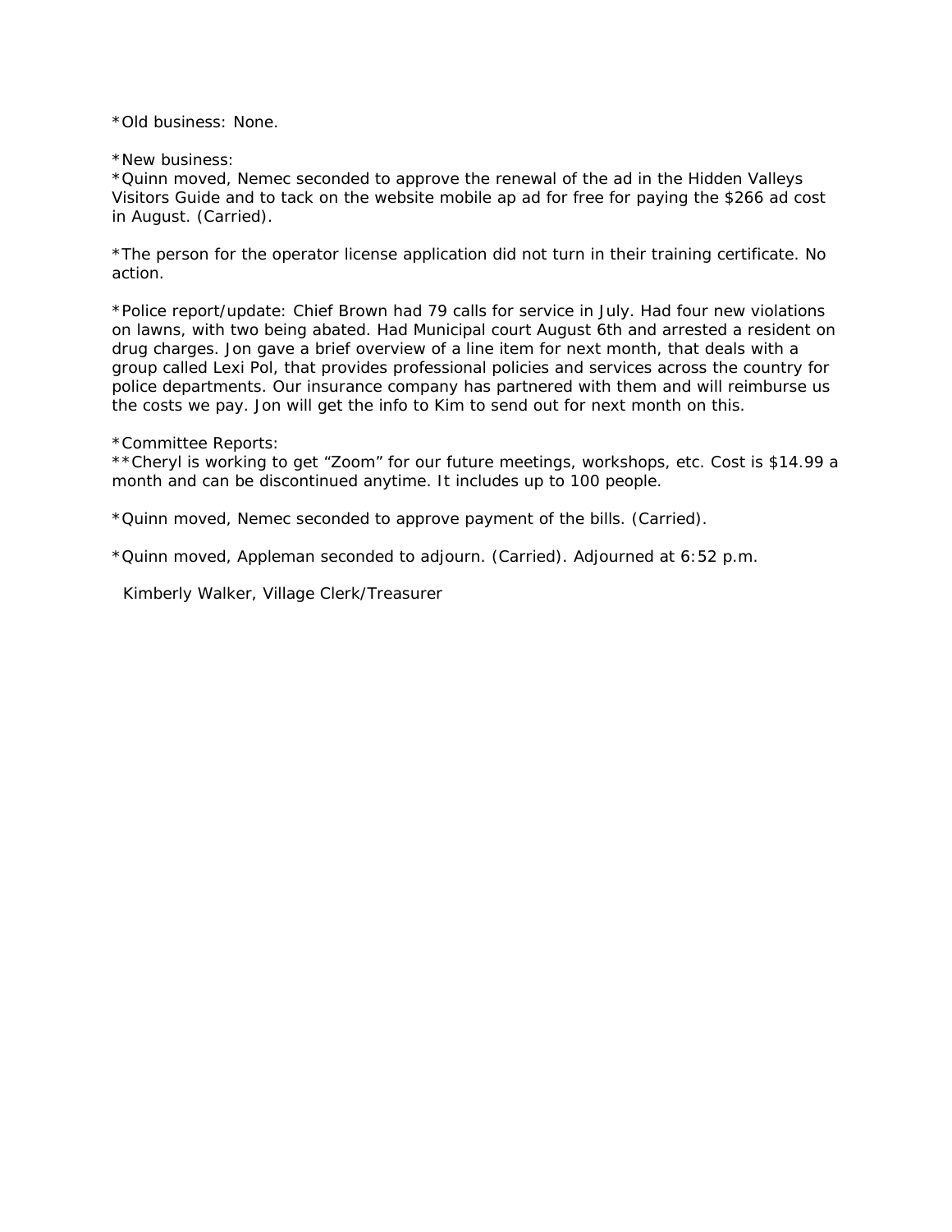*Old business: None.

*New business:
*Quinn moved, Nemec seconded to approve the renewal of the ad in the Hidden Valleys Visitors Guide and to tack on the website mobile ap ad for free for paying the $266 ad cost in August. (Carried).

*The person for the operator license application did not turn in their training certificate. No action.

*Police report/update: Chief Brown had 79 calls for service in July. Had four new violations on lawns, with two being abated. Had Municipal court August 6th and arrested a resident on drug charges. Jon gave a brief overview of a line item for next month, that deals with a group called Lexi Pol, that provides professional policies and services across the country for police departments. Our insurance company has partnered with them and will reimburse us the costs we pay. Jon will get the info to Kim to send out for next month on this.

*Committee Reports:
**Cheryl is working to get "Zoom" for our future meetings, workshops, etc. Cost is $14.99 a month and can be discontinued anytime. It includes up to 100 people.

*Quinn moved, Nemec seconded to approve payment of the bills. (Carried).

*Quinn moved, Appleman seconded to adjourn. (Carried). Adjourned at 6:52 p.m.

Kimberly Walker, Village Clerk/Treasurer